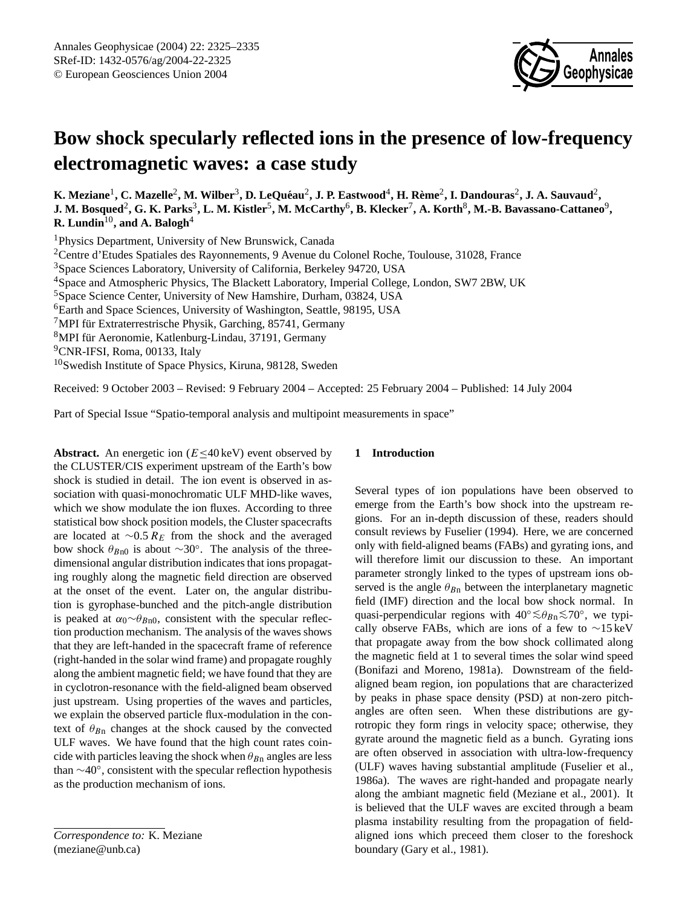# Bow shock specularly reflected ions in the presence of low-frequency electromagnetic waves: a case study

**K. Meziane[1], C. Mazelle[2], M. Wilber[3], D. LeQuéau[2], J. P. Eastwood[4], H. Rème[2], I. Dandouras[2], J. A. Sauvaud[2], J. M. Bosqued[2], G. K. Parks[3], L. M. Kistler[5], M. McCarthy[6], B. Klecker[7], A. Korth[8], M.-B. Bavassano-Cattaneo[9], R. Lundin[10], and A. Balogh[4]**

[1]Physics Department, University of New Brunswick, Canada
[2]Centre d'Etudes Spatiales des Rayonnements, 9 Avenue du Colonel Roche, Toulouse, 31028, France
[3]Space Sciences Laboratory, University of California, Berkeley 94720, USA
[4]Space and Atmospheric Physics, The Blackett Laboratory, Imperial College, London, SW7 2BW, UK
[5]Space Science Center, University of New Hamshire, Durham, 03824, USA
[6]Earth and Space Sciences, University of Washington, Seattle, 98195, USA
[7]MPI für Extraterrestrische Physik, Garching, 85741, Germany
[8]MPI für Aeronomie, Katlenburg-Lindau, 37191, Germany
[9]CNR-IFSI, Roma, 00133, Italy
[10]Swedish Institute of Space Physics, Kiruna, 98128, Sweden

Received: 9 October 2003 – Revised: 9 February 2004 – Accepted: 25 February 2004 – Published: 14 July 2004

Part of Special Issue "Spatio-temporal analysis and multipoint measurements in space"

**Abstract.** An energetic ion ($E \leq 40$ keV) event observed by the CLUSTER/CIS experiment upstream of the Earth's bow shock is studied in detail. The ion event is observed in association with quasi-monochromatic ULF MHD-like waves, which we show modulate the ion fluxes. According to three statistical bow shock position models, the Cluster spacecrafts are located at $\sim 0.5\,R_E$ from the shock and the averaged bow shock $\theta_{Bn0}$ is about $\sim 30°$. The analysis of the three-dimensional angular distribution indicates that ions propagating roughly along the magnetic field direction are observed at the onset of the event. Later on, the angular distribution is gyrophase-bunched and the pitch-angle distribution is peaked at $\alpha_0 \sim \theta_{Bn0}$, consistent with the specular reflection production mechanism. The analysis of the waves shows that they are left-handed in the spacecraft frame of reference (right-handed in the solar wind frame) and propagate roughly along the ambient magnetic field; we have found that they are in cyclotron-resonance with the field-aligned beam observed just upstream. Using properties of the waves and particles, we explain the observed particle flux-modulation in the context of $\theta_{Bn}$ changes at the shock caused by the convected ULF waves. We have found that the high count rates coincide with particles leaving the shock when $\theta_{Bn}$ angles are less than $\sim 40°$, consistent with the specular reflection hypothesis as the production mechanism of ions.

*Correspondence to:* K. Meziane
(meziane@unb.ca)

## 1 Introduction

Several types of ion populations have been observed to emerge from the Earth's bow shock into the upstream regions. For an in-depth discussion of these, readers should consult reviews by Fuselier (1994). Here, we are concerned only with field-aligned beams (FABs) and gyrating ions, and will therefore limit our discussion to these. An important parameter strongly linked to the types of upstream ions observed is the angle $\theta_{Bn}$ between the interplanetary magnetic field (IMF) direction and the local bow shock normal. In quasi-perpendicular regions with $40° \lesssim \theta_{Bn} \lesssim 70°$, we typically observe FABs, which are ions of a few to $\sim 15$ keV that propagate away from the bow shock collimated along the magnetic field at 1 to several times the solar wind speed (Bonifazi and Moreno, 1981a). Downstream of the field-aligned beam region, ion populations that are characterized by peaks in phase space density (PSD) at non-zero pitch-angles are often seen. When these distributions are gyrotropic they form rings in velocity space; otherwise, they gyrate around the magnetic field as a bunch. Gyrating ions are often observed in association with ultra-low-frequency (ULF) waves having substantial amplitude (Fuselier et al., 1986a). The waves are right-handed and propagate nearly along the ambiant magnetic field (Meziane et al., 2001). It is believed that the ULF waves are excited through a beam plasma instability resulting from the propagation of field-aligned ions which preceed them closer to the foreshock boundary (Gary et al., 1981).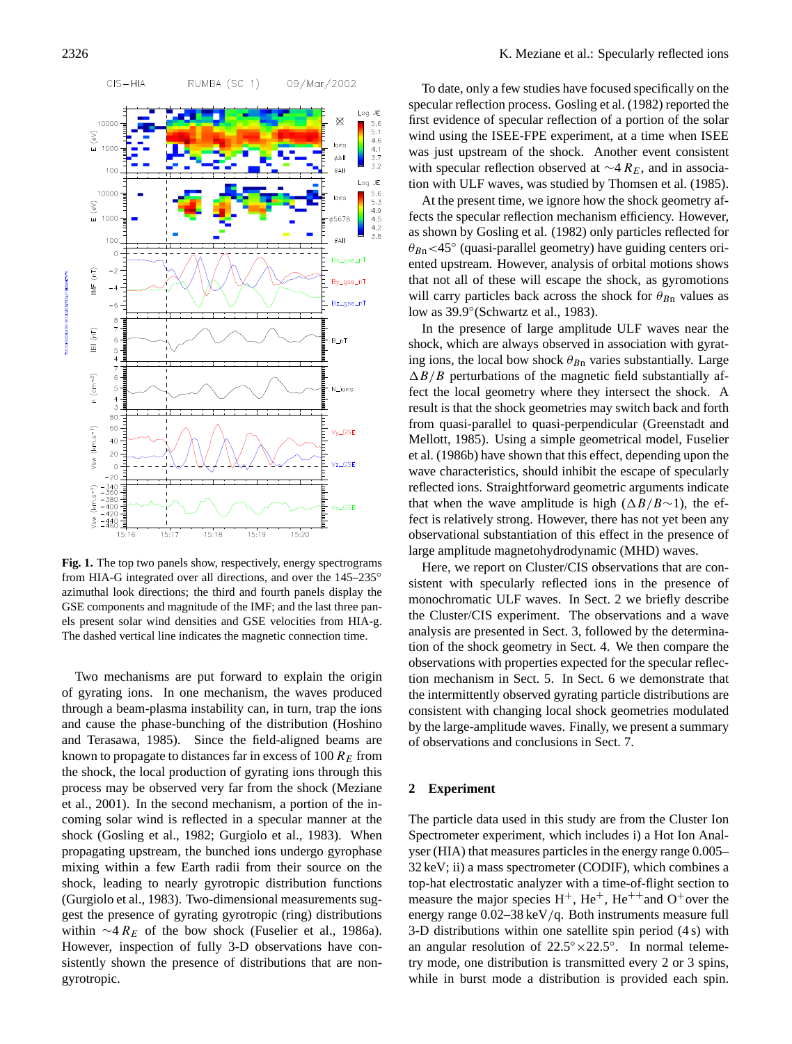**Fig. 1.** The top two panels show, respectively, energy spectrograms from HIA-G integrated over all directions, and over the 145–235° azimuthal look directions; the third and fourth panels display the GSE components and magnitude of the IMF; and the last three panels present solar wind densities and GSE velocities from HIA-g. The dashed vertical line indicates the magnetic connection time.

Two mechanisms are put forward to explain the origin of gyrating ions. In one mechanism, the waves produced through a beam-plasma instability can, in turn, trap the ions and cause the phase-bunching of the distribution (Hoshino and Terasawa, 1985). Since the field-aligned beams are known to propagate to distances far in excess of 100 $R_E$ from the shock, the local production of gyrating ions through this process may be observed very far from the shock (Meziane et al., 2001). In the second mechanism, a portion of the incoming solar wind is reflected in a specular manner at the shock (Gosling et al., 1982; Gurgiolo et al., 1983). When propagating upstream, the bunched ions undergo gyrophase mixing within a few Earth radii from their source on the shock, leading to nearly gyrotropic distribution functions (Gurgiolo et al., 1983). Two-dimensional measurements suggest the presence of gyrating gyrotropic (ring) distributions within $\sim 4\,R_E$ of the bow shock (Fuselier et al., 1986a). However, inspection of fully 3-D observations have consistently shown the presence of distributions that are non-gyrotropic.

To date, only a few studies have focused specifically on the specular reflection process. Gosling et al. (1982) reported the first evidence of specular reflection of a portion of the solar wind using the ISEE-FPE experiment, at a time when ISEE was just upstream of the shock. Another event consistent with specular reflection observed at $\sim 4\,R_E$, and in association with ULF waves, was studied by Thomsen et al. (1985).

At the present time, we ignore how the shock geometry affects the specular reflection mechanism efficiency. However, as shown by Gosling et al. (1982) only particles reflected for $\theta_{Bn} < 45°$ (quasi-parallel geometry) have guiding centers oriented upstream. However, analysis of orbital motions shows that not all of these will escape the shock, as gyromotions will carry particles back across the shock for $\theta_{Bn}$ values as low as 39.9° (Schwartz et al., 1983).

In the presence of large amplitude ULF waves near the shock, which are always observed in association with gyrating ions, the local bow shock $\theta_{Bn}$ varies substantially. Large $\Delta B/B$ perturbations of the magnetic field substantially affect the local geometry where they intersect the shock. A result is that the shock geometries may switch back and forth from quasi-parallel to quasi-perpendicular (Greenstadt and Mellott, 1985). Using a simple geometrical model, Fuselier et al. (1986b) have shown that this effect, depending upon the wave characteristics, should inhibit the escape of specularly reflected ions. Straightforward geometric arguments indicate that when the wave amplitude is high ($\Delta B/B \sim 1$), the effect is relatively strong. However, there has not yet been any observational substantiation of this effect in the presence of large amplitude magnetohydrodynamic (MHD) waves.

Here, we report on Cluster/CIS observations that are consistent with specularly reflected ions in the presence of monochromatic ULF waves. In Sect. 2 we briefly describe the Cluster/CIS experiment. The observations and a wave analysis are presented in Sect. 3, followed by the determination of the shock geometry in Sect. 4. We then compare the observations with properties expected for the specular reflection mechanism in Sect. 5. In Sect. 6 we demonstrate that the intermittently observed gyrating particle distributions are consistent with changing local shock geometries modulated by the large-amplitude waves. Finally, we present a summary of observations and conclusions in Sect. 7.

## 2 Experiment

The particle data used in this study are from the Cluster Ion Spectrometer experiment, which includes i) a Hot Ion Analyser (HIA) that measures particles in the energy range 0.005–32 keV; ii) a mass spectrometer (CODIF), which combines a top-hat electrostatic analyzer with a time-of-flight section to measure the major species $H^+$, $He^+$, $He^{++}$and $O^+$over the energy range 0.02–38 keV/q. Both instruments measure full 3-D distributions within one satellite spin period (4 s) with an angular resolution of 22.5°×22.5°. In normal telemetry mode, one distribution is transmitted every 2 or 3 spins, while in burst mode a distribution is provided each spin.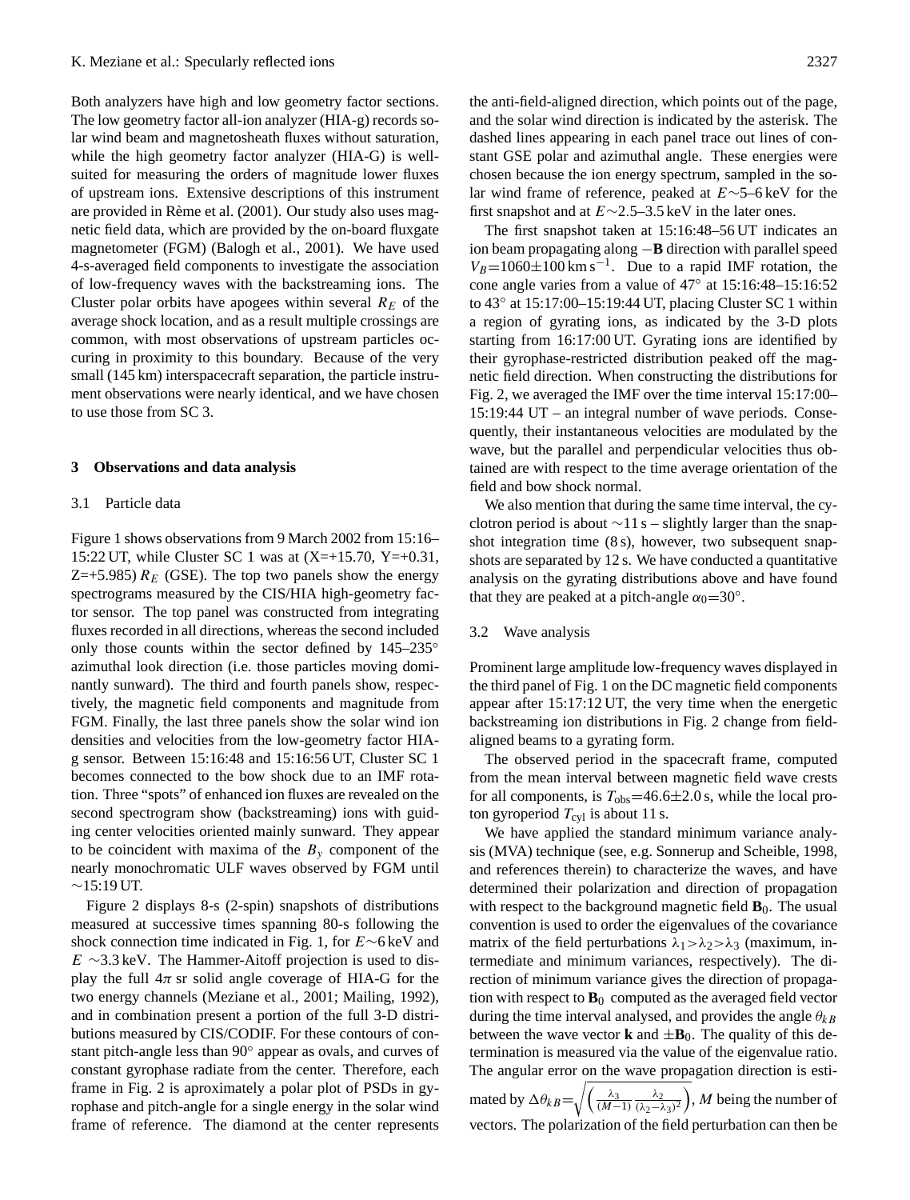Both analyzers have high and low geometry factor sections. The low geometry factor all-ion analyzer (HIA-g) records solar wind beam and magnetosheath fluxes without saturation, while the high geometry factor analyzer (HIA-G) is well-suited for measuring the orders of magnitude lower fluxes of upstream ions. Extensive descriptions of this instrument are provided in Rème et al. (2001). Our study also uses magnetic field data, which are provided by the on-board fluxgate magnetometer (FGM) (Balogh et al., 2001). We have used 4-s-averaged field components to investigate the association of low-frequency waves with the backstreaming ions. The Cluster polar orbits have apogees within several $R_E$ of the average shock location, and as a result multiple crossings are common, with most observations of upstream particles occuring in proximity to this boundary. Because of the very small (145 km) interspacecraft separation, the particle instrument observations were nearly identical, and we have chosen to use those from SC 3.

## 3 Observations and data analysis

### 3.1 Particle data

Figure 1 shows observations from 9 March 2002 from 15:16–15:22 UT, while Cluster SC 1 was at (X=+15.70, Y=+0.31, Z=+5.985) $R_E$ (GSE). The top two panels show the energy spectrograms measured by the CIS/HIA high-geometry factor sensor. The top panel was constructed from integrating fluxes recorded in all directions, whereas the second included only those counts within the sector defined by 145–235° azimuthal look direction (i.e. those particles moving dominantly sunward). The third and fourth panels show, respectively, the magnetic field components and magnitude from FGM. Finally, the last three panels show the solar wind ion densities and velocities from the low-geometry factor HIA-g sensor. Between 15:16:48 and 15:16:56 UT, Cluster SC 1 becomes connected to the bow shock due to an IMF rotation. Three "spots" of enhanced ion fluxes are revealed on the second spectrogram show (backstreaming) ions with guiding center velocities oriented mainly sunward. They appear to be coincident with maxima of the $B_y$ component of the nearly monochromatic ULF waves observed by FGM until ∼15:19 UT.

Figure 2 displays 8-s (2-spin) snapshots of distributions measured at successive times spanning 80-s following the shock connection time indicated in Fig. 1, for $E\sim6$ keV and $E\sim3.3$ keV. The Hammer-Aitoff projection is used to display the full $4\pi$ sr solid angle coverage of HIA-G for the two energy channels (Meziane et al., 2001; Mailing, 1992), and in combination present a portion of the full 3-D distributions measured by CIS/CODIF. For these contours of constant pitch-angle less than 90° appear as ovals, and curves of constant gyrophase radiate from the center. Therefore, each frame in Fig. 2 is aproximately a polar plot of PSDs in gyrophase and pitch-angle for a single energy in the solar wind frame of reference. The diamond at the center represents the anti-field-aligned direction, which points out of the page, and the solar wind direction is indicated by the asterisk. The dashed lines appearing in each panel trace out lines of constant GSE polar and azimuthal angle. These energies were chosen because the ion energy spectrum, sampled in the solar wind frame of reference, peaked at $E\sim5$–6 keV for the first snapshot and at $E\sim2.5$–3.5 keV in the later ones.

The first snapshot taken at 15:16:48–56 UT indicates an ion beam propagating along $-\mathbf{B}$ direction with parallel speed $V_B$=1060±100 km s$^{-1}$. Due to a rapid IMF rotation, the cone angle varies from a value of 47° at 15:16:48–15:16:52 to 43° at 15:17:00–15:19:44 UT, placing Cluster SC 1 within a region of gyrating ions, as indicated by the 3-D plots starting from 16:17:00 UT. Gyrating ions are identified by their gyrophase-restricted distribution peaked off the magnetic field direction. When constructing the distributions for Fig. 2, we averaged the IMF over the time interval 15:17:00–15:19:44 UT – an integral number of wave periods. Consequently, their instantaneous velocities are modulated by the wave, but the parallel and perpendicular velocities thus obtained are with respect to the time average orientation of the field and bow shock normal.

We also mention that during the same time interval, the cyclotron period is about ∼11 s – slightly larger than the snapshot integration time (8 s), however, two subsequent snapshots are separated by 12 s. We have conducted a quantitative analysis on the gyrating distributions above and have found that they are peaked at a pitch-angle $\alpha_0$=30°.

### 3.2 Wave analysis

Prominent large amplitude low-frequency waves displayed in the third panel of Fig. 1 on the DC magnetic field components appear after 15:17:12 UT, the very time when the energetic backstreaming ion distributions in Fig. 2 change from field-aligned beams to a gyrating form.

The observed period in the spacecraft frame, computed from the mean interval between magnetic field wave crests for all components, is $T_{\rm obs}$=46.6±2.0 s, while the local proton gyroperiod $T_{\rm cyl}$ is about 11 s.

We have applied the standard minimum variance analysis (MVA) technique (see, e.g. Sonnerup and Scheible, 1998, and references therein) to characterize the waves, and have determined their polarization and direction of propagation with respect to the background magnetic field $\mathbf{B}_0$. The usual convention is used to order the eigenvalues of the covariance matrix of the field perturbations $\lambda_1>\lambda_2>\lambda_3$ (maximum, intermediate and minimum variances, respectively). The direction of minimum variance gives the direction of propagation with respect to $\mathbf{B}_0$ computed as the averaged field vector during the time interval analysed, and provides the angle $\theta_{kB}$ between the wave vector $\mathbf{k}$ and $\pm\mathbf{B}_0$. The quality of this determination is measured via the value of the eigenvalue ratio. The angular error on the wave propagation direction is estimated by $\Delta\theta_{kB}=\sqrt{\left(\frac{\lambda_3}{(M-1)}\frac{\lambda_2}{(\lambda_2-\lambda_3)^2}\right)}$, $M$ being the number of vectors. The polarization of the field perturbation can then be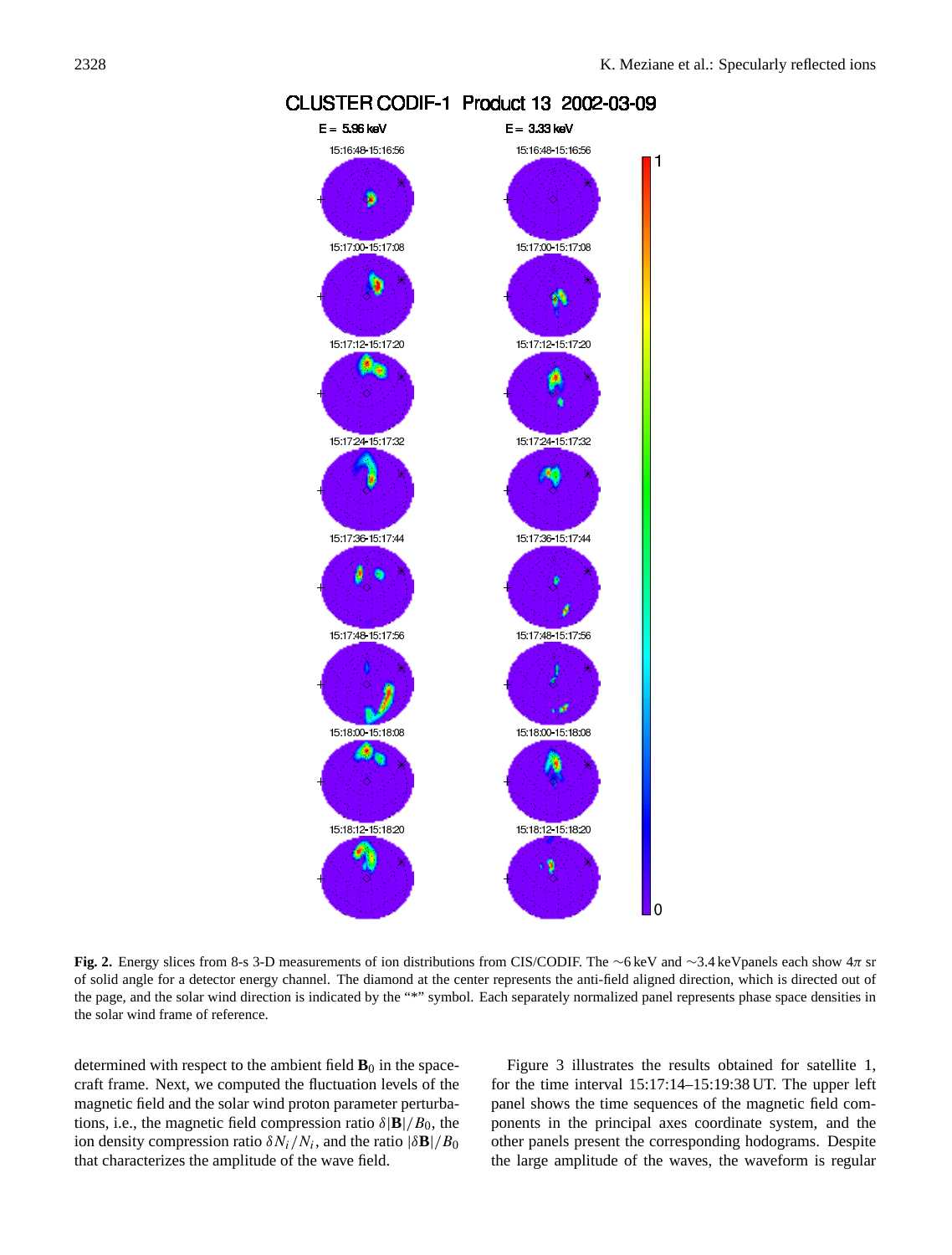**Fig. 2.** Energy slices from 8-s 3-D measurements of ion distributions from CIS/CODIF. The ~6 keV and ~3.4 keVpanels each show $4\pi$ sr of solid angle for a detector energy channel. The diamond at the center represents the anti-field aligned direction, which is directed out of the page, and the solar wind direction is indicated by the "*" symbol. Each separately normalized panel represents phase space densities in the solar wind frame of reference.

determined with respect to the ambient field $\mathbf{B}_0$ in the spacecraft frame. Next, we computed the fluctuation levels of the magnetic field and the solar wind proton parameter perturbations, i.e., the magnetic field compression ratio $\delta|\mathbf{B}|/B_0$, the ion density compression ratio $\delta N_i/N_i$, and the ratio $|\delta\mathbf{B}|/B_0$ that characterizes the amplitude of the wave field.

Figure 3 illustrates the results obtained for satellite 1, for the time interval 15:17:14–15:19:38 UT. The upper left panel shows the time sequences of the magnetic field components in the principal axes coordinate system, and the other panels present the corresponding hodograms. Despite the large amplitude of the waves, the waveform is regular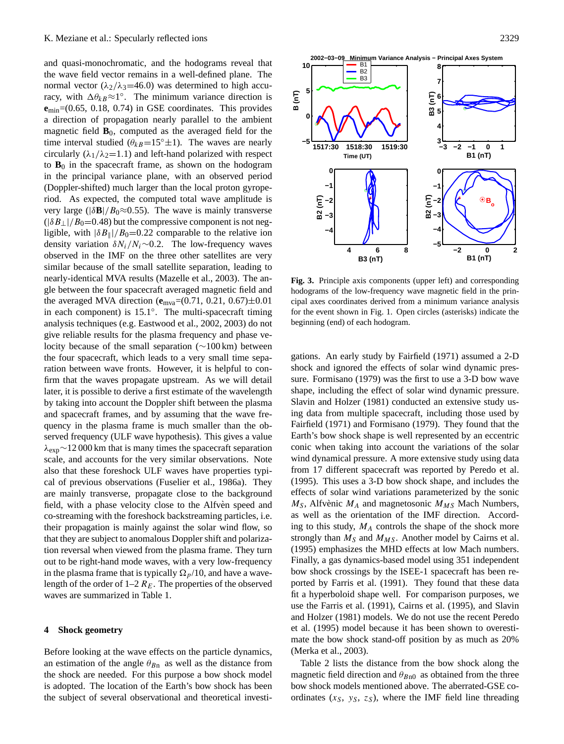and quasi-monochromatic, and the hodograms reveal that the wave field vector remains in a well-defined plane. The normal vector ($\lambda_2/\lambda_3$=46.0) was determined to high accuracy, with $\Delta\theta_{kB}\approx 1°$. The minimum variance direction is $\mathbf{e}_{\min}$=(0.65, 0.18, 0.74) in GSE coordinates. This provides a direction of propagation nearly parallel to the ambient magnetic field $\mathbf{B}_0$, computed as the averaged field for the time interval studied ($\theta_{kB}$=15°±1). The waves are nearly circularly ($\lambda_1/\lambda_2$=1.1) and left-hand polarized with respect to $\mathbf{B}_0$ in the spacecraft frame, as shown on the hodogram in the principal variance plane, with an observed period (Doppler-shifted) much larger than the local proton gyroperiod. As expected, the computed total wave amplitude is very large ($|\delta\mathbf{B}|/B_0\approx$0.55). The wave is mainly transverse ($|\delta B_\perp|/B_0$=0.48) but the compressive component is not negligible, with $|\delta B_\parallel|/B_0$=0.22 comparable to the relative ion density variation $\delta N_i/N_i\sim$0.2. The low-frequency waves observed in the IMF on the three other satellites are very similar because of the small satellite separation, leading to nearly-identical MVA results (Mazelle et al., 2003). The angle between the four spacecraft averaged magnetic field and the averaged MVA direction ($\mathbf{e}_{\text{mva}}$=(0.71, 0.21, 0.67)±0.01 in each component) is 15.1°. The multi-spacecraft timing analysis techniques (e.g. Eastwood et al., 2002, 2003) do not give reliable results for the plasma frequency and phase velocity because of the small separation (~100 km) between the four spacecraft, which leads to a very small time separation between wave fronts. However, it is helpful to confirm that the waves propagate upstream. As we will detail later, it is possible to derive a first estimate of the wavelength by taking into account the Doppler shift between the plasma and spacecraft frames, and by assuming that the wave frequency in the plasma frame is much smaller than the observed frequency (ULF wave hypothesis). This gives a value $\lambda_{\text{exp}}\sim$12 000 km that is many times the spacecraft separation scale, and accounts for the very similar observations. Note also that these foreshock ULF waves have properties typical of previous observations (Fuselier et al., 1986a). They are mainly transverse, propagate close to the background field, with a phase velocity close to the Alfvèn speed and co-streaming with the foreshock backstreaming particles, i.e. their propagation is mainly against the solar wind flow, so that they are subject to anomalous Doppler shift and polarization reversal when viewed from the plasma frame. They turn out to be right-hand mode waves, with a very low-frequency in the plasma frame that is typically $\Omega_p/10$, and have a wavelength of the order of 1–2 $R_E$. The properties of the observed waves are summarized in Table 1.

## 4 Shock geometry

Before looking at the wave effects on the particle dynamics, an estimation of the angle $\theta_{Bn}$ as well as the distance from the shock are needed. For this purpose a bow shock model is adopted. The location of the Earth's bow shock has been the subject of several observational and theoretical investigations. An early study by Fairfield (1971) assumed a 2-D shock and ignored the effects of solar wind dynamic pressure. Formisano (1979) was the first to use a 3-D bow wave shape, including the effect of solar wind dynamic pressure. Slavin and Holzer (1981) conducted an extensive study using data from multiple spacecraft, including those used by Fairfield (1971) and Formisano (1979). They found that the Earth's bow shock shape is well represented by an eccentric conic when taking into account the variations of the solar wind dynamical pressure. A more extensive study using data from 17 different spacecraft was reported by Peredo et al. (1995). This uses a 3-D bow shock shape, and includes the effects of solar wind variations parameterized by the sonic $M_S$, Alfvènic $M_A$ and magnetosonic $M_{MS}$ Mach Numbers, as well as the orientation of the IMF direction. According to this study, $M_A$ controls the shape of the shock more strongly than $M_S$ and $M_{MS}$. Another model by Cairns et al. (1995) emphasizes the MHD effects at low Mach numbers. Finally, a gas dynamics-based model using 351 independent bow shock crossings by the ISEE-1 spacecraft has been reported by Farris et al. (1991). They found that these data fit a hyperboloid shape well. For comparison purposes, we use the Farris et al. (1991), Cairns et al. (1995), and Slavin and Holzer (1981) models. We do not use the recent Peredo et al. (1995) model because it has been shown to overestimate the bow shock stand-off position by as much as 20% (Merka et al., 2003).

Table 2 lists the distance from the bow shock along the magnetic field direction and $\theta_{Bn0}$ as obtained from the three bow shock models mentioned above. The aberrated-GSE coordinates ($x_S$, $y_S$, $z_S$), where the IMF field line threading

**Fig. 3.** Principle axis components (upper left) and corresponding hodograms of the low-frequency wave magnetic field in the principal axes coordinates derived from a minimum variance analysis for the event shown in Fig. 1. Open circles (asterisks) indicate the beginning (end) of each hodogram.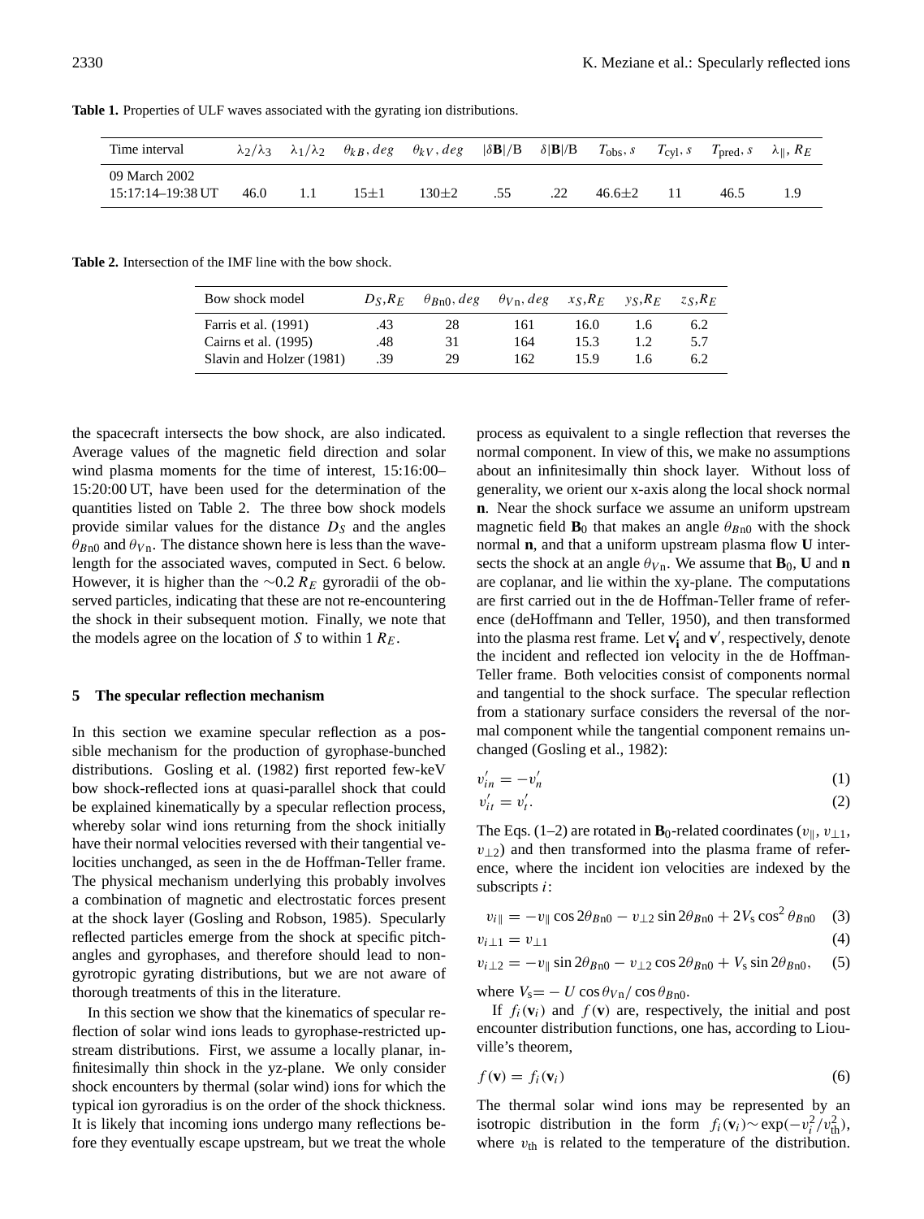**Table 1.** Properties of ULF waves associated with the gyrating ion distributions.

| Time interval | $\lambda_2/\lambda_3$ | $\lambda_1/\lambda_2$ | $\theta_{kB}$, *deg* | $\theta_{kV}$, *deg* | $\lvert\delta\mathbf{B}\rvert/\mathrm{B}$ | $\delta\lvert\mathbf{B}\rvert/\mathrm{B}$ | $T_{\mathrm{obs}}$, *s* | $T_{\mathrm{cyl}}$, *s* | $T_{\mathrm{pred}}$, *s* | $\lambda_{\parallel}$, $R_E$ |
|---|---|---|---|---|---|---|---|---|---|---|
| 09 March 2002 15:17:14–19:38 UT | 46.0 | 1.1 | 15±1 | 130±2 | .55 | .22 | 46.6±2 | 11 | 46.5 | 1.9 |

**Table 2.** Intersection of the IMF line with the bow shock.

| Bow shock model | $D_S$, $R_E$ | $\theta_{B\mathrm{n}0}$, *deg* | $\theta_{V\mathrm{n}}$, *deg* | $x_S$, $R_E$ | $y_S$, $R_E$ | $z_S$, $R_E$ |
|---|---|---|---|---|---|---|
| Farris et al. (1991) | .43 | 28 | 161 | 16.0 | 1.6 | 6.2 |
| Cairns et al. (1995) | .48 | 31 | 164 | 15.3 | 1.2 | 5.7 |
| Slavin and Holzer (1981) | .39 | 29 | 162 | 15.9 | 1.6 | 6.2 |

the spacecraft intersects the bow shock, are also indicated. Average values of the magnetic field direction and solar wind plasma moments for the time of interest, 15:16:00–15:20:00 UT, have been used for the determination of the quantities listed on Table 2. The three bow shock models provide similar values for the distance $D_S$ and the angles $\theta_{B\mathrm{n}0}$ and $\theta_{V\mathrm{n}}$. The distance shown here is less than the wavelength for the associated waves, computed in Sect. 6 below. However, it is higher than the $\sim$0.2 $R_E$ gyroradii of the observed particles, indicating that these are not re-encountering the shock in their subsequent motion. Finally, we note that the models agree on the location of $S$ to within 1 $R_E$.

## 5 The specular reflection mechanism

In this section we examine specular reflection as a possible mechanism for the production of gyrophase-bunched distributions. Gosling et al. (1982) first reported few-keV bow shock-reflected ions at quasi-parallel shock that could be explained kinematically by a specular reflection process, whereby solar wind ions returning from the shock initially have their normal velocities reversed with their tangential velocities unchanged, as seen in the de Hoffman-Teller frame. The physical mechanism underlying this probably involves a combination of magnetic and electrostatic forces present at the shock layer (Gosling and Robson, 1985). Specularly reflected particles emerge from the shock at specific pitch-angles and gyrophases, and therefore should lead to non-gyrotropic gyrating distributions, but we are not aware of thorough treatments of this in the literature.

In this section we show that the kinematics of specular reflection of solar wind ions leads to gyrophase-restricted upstream distributions. First, we assume a locally planar, infinitesimally thin shock in the yz-plane. We only consider shock encounters by thermal (solar wind) ions for which the typical ion gyroradius is on the order of the shock thickness. It is likely that incoming ions undergo many reflections before they eventually escape upstream, but we treat the whole process as equivalent to a single reflection that reverses the normal component. In view of this, we make no assumptions about an infinitesimally thin shock layer. Without loss of generality, we orient our x-axis along the local shock normal **n**. Near the shock surface we assume an uniform upstream magnetic field $\mathbf{B}_0$ that makes an angle $\theta_{B\mathrm{n}0}$ with the shock normal **n**, and that a uniform upstream plasma flow **U** intersects the shock at an angle $\theta_{V\mathrm{n}}$. We assume that $\mathbf{B}_0$, **U** and **n** are coplanar, and lie within the xy-plane. The computations are first carried out in the de Hoffman-Teller frame of reference (deHoffmann and Teller, 1950), and then transformed into the plasma rest frame. Let $\mathbf{v}_\mathbf{i}'$ and $\mathbf{v}'$, respectively, denote the incident and reflected ion velocity in the de Hoffman-Teller frame. Both velocities consist of components normal and tangential to the shock surface. The specular reflection from a stationary surface considers the reversal of the normal component while the tangential component remains unchanged (Gosling et al., 1982):

$$v_{in}' = -v_n' \tag{1}$$

$$v_{it}' = v_t'. \tag{2}$$

The Eqs. (1–2) are rotated in $\mathbf{B}_0$-related coordinates ($v_\parallel$, $v_{\perp 1}$, $v_{\perp 2}$) and then transformed into the plasma frame of reference, where the incident ion velocities are indexed by the subscripts $i$:

$$v_{i\parallel} = -v_\parallel \cos 2\theta_{B\mathrm{n}0} - v_{\perp 2} \sin 2\theta_{B\mathrm{n}0} + 2V_\mathrm{s} \cos^2 \theta_{B\mathrm{n}0} \tag{3}$$

$$v_{i\perp 1} = v_{\perp 1} \tag{4}$$

$$v_{i\perp 2} = -v_\parallel \sin 2\theta_{B\mathrm{n}0} - v_{\perp 2} \cos 2\theta_{B\mathrm{n}0} + V_\mathrm{s} \sin 2\theta_{B\mathrm{n}0}, \tag{5}$$

where $V_\mathrm{s} = -U \cos\theta_{V\mathrm{n}} / \cos\theta_{B\mathrm{n}0}$.

If $f_i(\mathbf{v}_i)$ and $f(\mathbf{v})$ are, respectively, the initial and post encounter distribution functions, one has, according to Liouville's theorem,

$$f(\mathbf{v}) = f_i(\mathbf{v}_i) \tag{6}$$

The thermal solar wind ions may be represented by an isotropic distribution in the form $f_i(\mathbf{v}_i) \sim \exp(-v_i^2/v_{\mathrm{th}}^2)$, where $v_{\mathrm{th}}$ is related to the temperature of the distribution.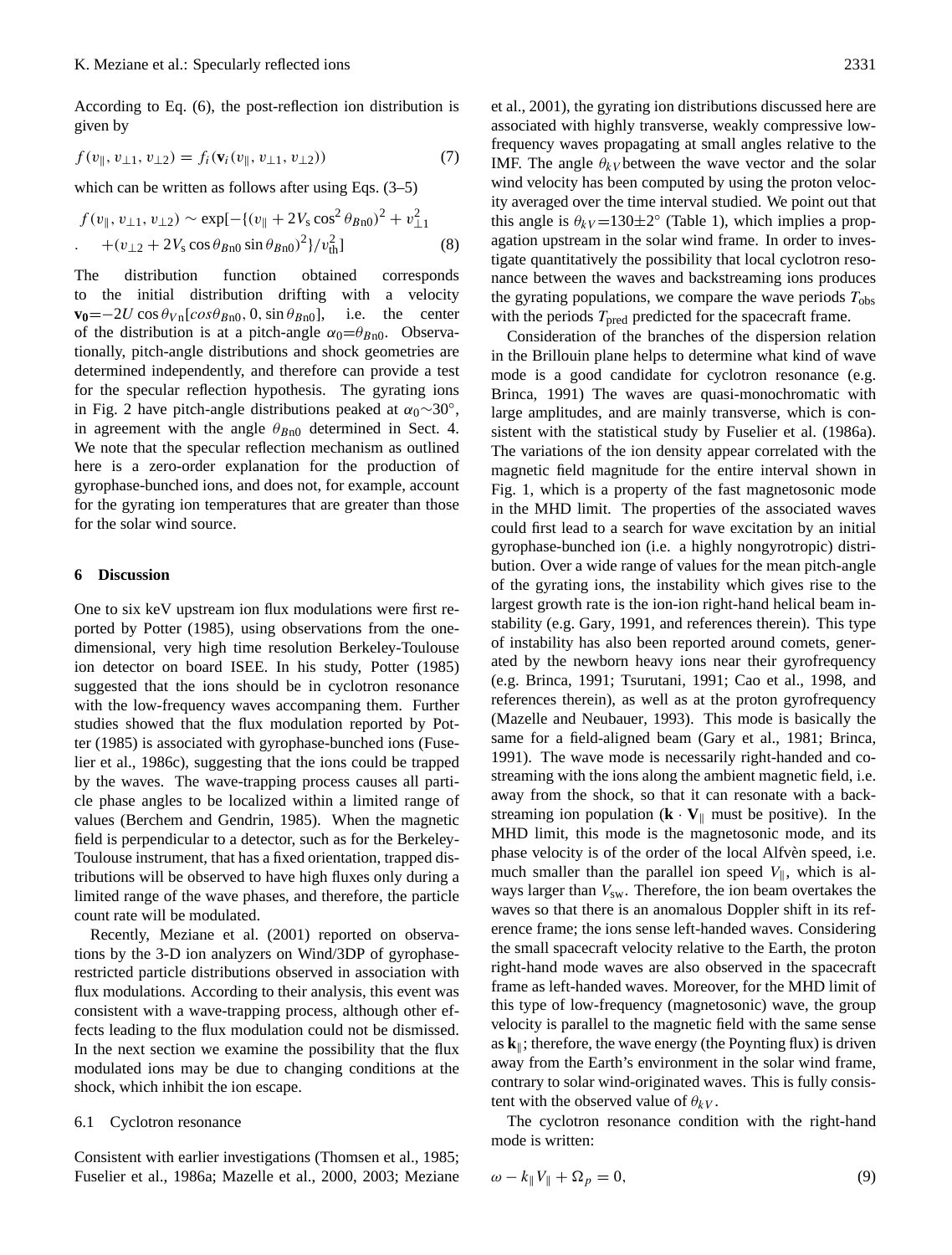According to Eq. (6), the post-reflection ion distribution is given by

$$f(v_\parallel, v_{\perp 1}, v_{\perp 2}) = f_i(\mathbf{v}_i(v_\parallel, v_{\perp 1}, v_{\perp 2})) \tag{7}$$

which can be written as follows after using Eqs. (3–5)

$$f(v_\parallel, v_{\perp 1}, v_{\perp 2}) \sim \exp[-\{(v_\parallel + 2V_s \cos^2\theta_{Bn0})^2 + v_{\perp 1}^2 + (v_{\perp 2} + 2V_s \cos\theta_{Bn0} \sin\theta_{Bn0})^2\}/v_{th}^2] \tag{8}$$

The distribution function obtained corresponds to the initial distribution drifting with a velocity $\mathbf{v_0}$=$-2U\cos\theta_{Vn}[cos\theta_{Bn0}, 0, \sin\theta_{Bn0}]$, i.e. the center of the distribution is at a pitch-angle $\alpha_0$=$\theta_{Bn0}$. Observationally, pitch-angle distributions and shock geometries are determined independently, and therefore can provide a test for the specular reflection hypothesis. The gyrating ions in Fig. 2 have pitch-angle distributions peaked at $\alpha_0\sim 30°$, in agreement with the angle $\theta_{Bn0}$ determined in Sect. 4. We note that the specular reflection mechanism as outlined here is a zero-order explanation for the production of gyrophase-bunched ions, and does not, for example, account for the gyrating ion temperatures that are greater than those for the solar wind source.

## 6 Discussion

One to six keV upstream ion flux modulations were first reported by Potter (1985), using observations from the one-dimensional, very high time resolution Berkeley-Toulouse ion detector on board ISEE. In his study, Potter (1985) suggested that the ions should be in cyclotron resonance with the low-frequency waves accompaning them. Further studies showed that the flux modulation reported by Potter (1985) is associated with gyrophase-bunched ions (Fuselier et al., 1986c), suggesting that the ions could be trapped by the waves. The wave-trapping process causes all particle phase angles to be localized within a limited range of values (Berchem and Gendrin, 1985). When the magnetic field is perpendicular to a detector, such as for the Berkeley-Toulouse instrument, that has a fixed orientation, trapped distributions will be observed to have high fluxes only during a limited range of the wave phases, and therefore, the particle count rate will be modulated.

Recently, Meziane et al. (2001) reported on observations by the 3-D ion analyzers on Wind/3DP of gyrophase-restricted particle distributions observed in association with flux modulations. According to their analysis, this event was consistent with a wave-trapping process, although other effects leading to the flux modulation could not be dismissed. In the next section we examine the possibility that the flux modulated ions may be due to changing conditions at the shock, which inhibit the ion escape.

### 6.1 Cyclotron resonance

Consistent with earlier investigations (Thomsen et al., 1985; Fuselier et al., 1986a; Mazelle et al., 2000, 2003; Meziane et al., 2001), the gyrating ion distributions discussed here are associated with highly transverse, weakly compressive low-frequency waves propagating at small angles relative to the IMF. The angle $\theta_{kV}$ between the wave vector and the solar wind velocity has been computed by using the proton velocity averaged over the time interval studied. We point out that this angle is $\theta_{kV}$=130±2° (Table 1), which implies a propagation upstream in the solar wind frame. In order to investigate quantitatively the possibility that local cyclotron resonance between the waves and backstreaming ions produces the gyrating populations, we compare the wave periods $T_{obs}$ with the periods $T_{pred}$ predicted for the spacecraft frame.

Consideration of the branches of the dispersion relation in the Brillouin plane helps to determine what kind of wave mode is a good candidate for cyclotron resonance (e.g. Brinca, 1991) The waves are quasi-monochromatic with large amplitudes, and are mainly transverse, which is consistent with the statistical study by Fuselier et al. (1986a). The variations of the ion density appear correlated with the magnetic field magnitude for the entire interval shown in Fig. 1, which is a property of the fast magnetosonic mode in the MHD limit. The properties of the associated waves could first lead to a search for wave excitation by an initial gyrophase-bunched ion (i.e. a highly nongyrotropic) distribution. Over a wide range of values for the mean pitch-angle of the gyrating ions, the instability which gives rise to the largest growth rate is the ion-ion right-hand helical beam instability (e.g. Gary, 1991, and references therein). This type of instability has also been reported around comets, generated by the newborn heavy ions near their gyrofrequency (e.g. Brinca, 1991; Tsurutani, 1991; Cao et al., 1998, and references therein), as well as at the proton gyrofrequency (Mazelle and Neubauer, 1993). This mode is basically the same for a field-aligned beam (Gary et al., 1981; Brinca, 1991). The wave mode is necessarily right-handed and co-streaming with the ions along the ambient magnetic field, i.e. away from the shock, so that it can resonate with a back-streaming ion population ($\mathbf{k}\cdot\mathbf{V}_\parallel$ must be positive). In the MHD limit, this mode is the magnetosonic mode, and its phase velocity is of the order of the local Alfvèn speed, i.e. much smaller than the parallel ion speed $V_\parallel$, which is always larger than $V_{sw}$. Therefore, the ion beam overtakes the waves so that there is an anomalous Doppler shift in its reference frame; the ions sense left-handed waves. Considering the small spacecraft velocity relative to the Earth, the proton right-hand mode waves are also observed in the spacecraft frame as left-handed waves. Moreover, for the MHD limit of this type of low-frequency (magnetosonic) wave, the group velocity is parallel to the magnetic field with the same sense as $\mathbf{k}_\parallel$; therefore, the wave energy (the Poynting flux) is driven away from the Earth's environment in the solar wind frame, contrary to solar wind-originated waves. This is fully consistent with the observed value of $\theta_{kV}$.

The cyclotron resonance condition with the right-hand mode is written:

$$\omega - k_\parallel V_\parallel + \Omega_p = 0, \tag{9}$$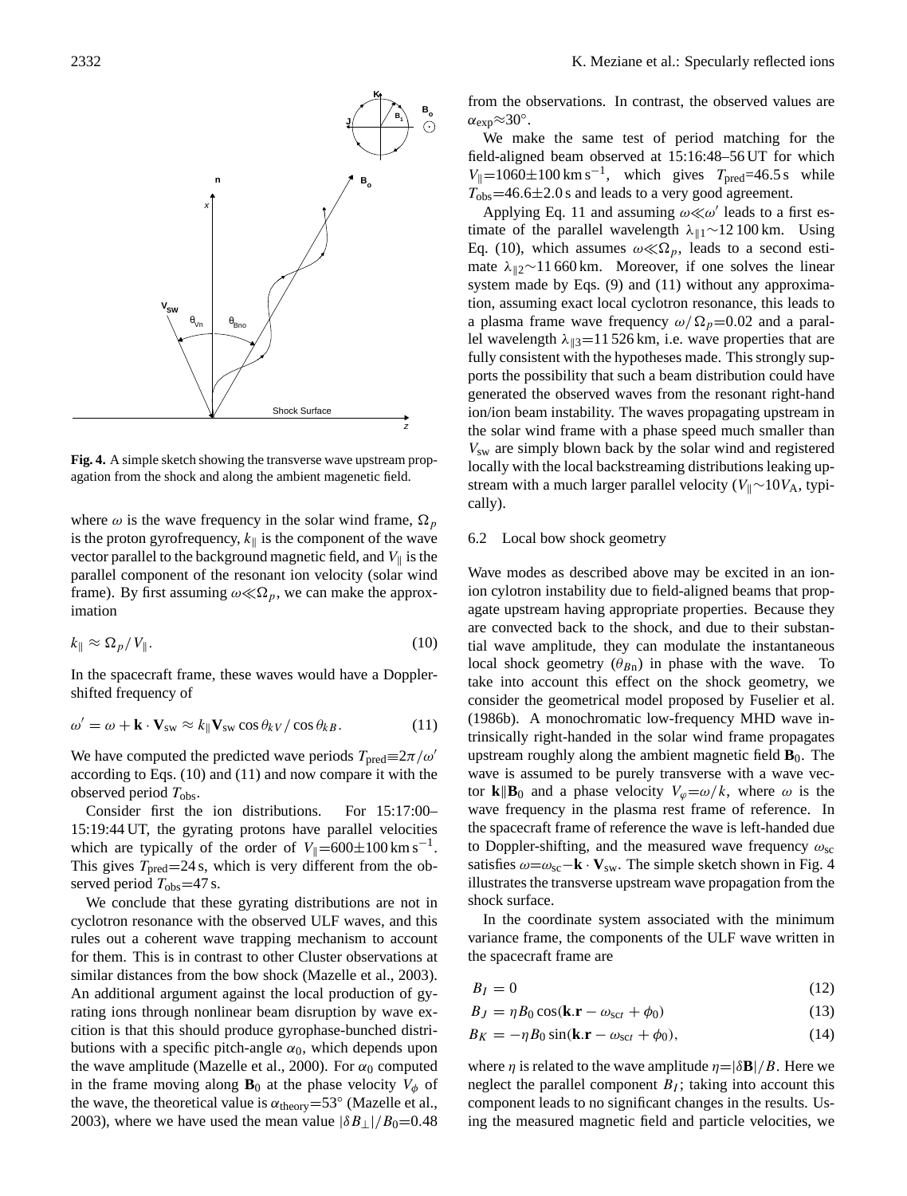Fig. 4. A simple sketch showing the transverse wave upstream propagation from the shock and along the ambient magenetic field.

where $\omega$ is the wave frequency in the solar wind frame, $\Omega_p$ is the proton gyrofrequency, $k_\parallel$ is the component of the wave vector parallel to the background magnetic field, and $V_\parallel$ is the parallel component of the resonant ion velocity (solar wind frame). By first assuming $\omega \ll \Omega_p$, we can make the approximation

$$k_\parallel \approx \Omega_p / V_\parallel . \tag{10}$$

In the spacecraft frame, these waves would have a Doppler-shifted frequency of

$$\omega' = \omega + \mathbf{k} \cdot \mathbf{V}_{\mathrm{sw}} \approx k_\parallel \mathbf{V}_{\mathrm{sw}} \cos\theta_{kV} / \cos\theta_{kB} . \tag{11}$$

We have computed the predicted wave periods $T_{\mathrm{pred}} \equiv 2\pi/\omega'$ according to Eqs. (10) and (11) and now compare it with the observed period $T_{\mathrm{obs}}$.

Consider first the ion distributions. For 15:17:00–15:19:44 UT, the gyrating protons have parallel velocities which are typically of the order of $V_\parallel = 600 \pm 100\,\mathrm{km\,s^{-1}}$. This gives $T_{\mathrm{pred}} = 24\,\mathrm{s}$, which is very different from the observed period $T_{\mathrm{obs}} = 47\,\mathrm{s}$.

We conclude that these gyrating distributions are not in cyclotron resonance with the observed ULF waves, and this rules out a coherent wave trapping mechanism to account for them. This is in contrast to other Cluster observations at similar distances from the bow shock (Mazelle et al., 2003). An additional argument against the local production of gyrating ions through nonlinear beam disruption by wave excition is that this should produce gyrophase-bunched distributions with a specific pitch-angle $\alpha_0$, which depends upon the wave amplitude (Mazelle et al., 2000). For $\alpha_0$ computed in the frame moving along $\mathbf{B}_0$ at the phase velocity $V_\phi$ of the wave, the theoretical value is $\alpha_{\mathrm{theory}} = 53^\circ$ (Mazelle et al., 2003), where we have used the mean value $|\delta B_\perp|/B_0 = 0.48$ from the observations. In contrast, the observed values are $\alpha_{\mathrm{exp}} \approx 30^\circ$.

We make the same test of period matching for the field-aligned beam observed at 15:16:48–56 UT for which $V_\parallel = 1060 \pm 100\,\mathrm{km\,s^{-1}}$, which gives $T_{\mathrm{pred}} = 46.5\,\mathrm{s}$ while $T_{\mathrm{obs}} = 46.6 \pm 2.0\,\mathrm{s}$ and leads to a very good agreement.

Applying Eq. 11 and assuming $\omega \ll \omega'$ leads to a first estimate of the parallel wavelength $\lambda_{\parallel 1} \sim 12\,100\,\mathrm{km}$. Using Eq. (10), which assumes $\omega \ll \Omega_p$, leads to a second estimate $\lambda_{\parallel 2} \sim 11\,660\,\mathrm{km}$. Moreover, if one solves the linear system made by Eqs. (9) and (11) without any approximation, assuming exact local cyclotron resonance, this leads to a plasma frame wave frequency $\omega/\Omega_p = 0.02$ and a parallel wavelength $\lambda_{\parallel 3} = 11\,526\,\mathrm{km}$, i.e. wave properties that are fully consistent with the hypotheses made. This strongly supports the possibility that such a beam distribution could have generated the observed waves from the resonant right-hand ion/ion beam instability. The waves propagating upstream in the solar wind frame with a phase speed much smaller than $V_{\mathrm{sw}}$ are simply blown back by the solar wind and registered locally with the local backstreaming distributions leaking upstream with a much larger parallel velocity ($V_\parallel \sim 10 V_A$, typically).

### 6.2 Local bow shock geometry

Wave modes as described above may be excited in an ion-ion cyclotron instability due to field-aligned beams that propagate upstream having appropriate properties. Because they are convected back to the shock, and due to their substantial wave amplitude, they can modulate the instantaneous local shock geometry ($\theta_{Bn}$) in phase with the wave. To take into account this effect on the shock geometry, we consider the geometrical model proposed by Fuselier et al. (1986b). A monochromatic low-frequency MHD wave intrinsically right-handed in the solar wind frame propagates upstream roughly along the ambient magnetic field $\mathbf{B}_0$. The wave is assumed to be purely transverse with a wave vector $\mathbf{k} \parallel \mathbf{B}_0$ and a phase velocity $V_\varphi = \omega/k$, where $\omega$ is the wave frequency in the plasma rest frame of reference. In the spacecraft frame of reference the wave is left-handed due to Doppler-shifting, and the measured wave frequency $\omega_{\mathrm{sc}}$ satisfies $\omega = \omega_{\mathrm{sc}} - \mathbf{k} \cdot \mathbf{V}_{\mathrm{sw}}$. The simple sketch shown in Fig. 4 illustrates the transverse upstream wave propagation from the shock surface.

In the coordinate system associated with the minimum variance frame, the components of the ULF wave written in the spacecraft frame are

$$B_I = 0 \tag{12}$$

$$B_J = \eta B_0 \cos(\mathbf{k}.\mathbf{r} - \omega_{\mathrm{sc}} t + \phi_0) \tag{13}$$

$$B_K = -\eta B_0 \sin(\mathbf{k}.\mathbf{r} - \omega_{\mathrm{sc}} t + \phi_0), \tag{14}$$

where $\eta$ is related to the wave amplitude $\eta = |\delta \mathbf{B}|/B$. Here we neglect the parallel component $B_I$; taking into account this component leads to no significant changes in the results. Using the measured magnetic field and particle velocities, we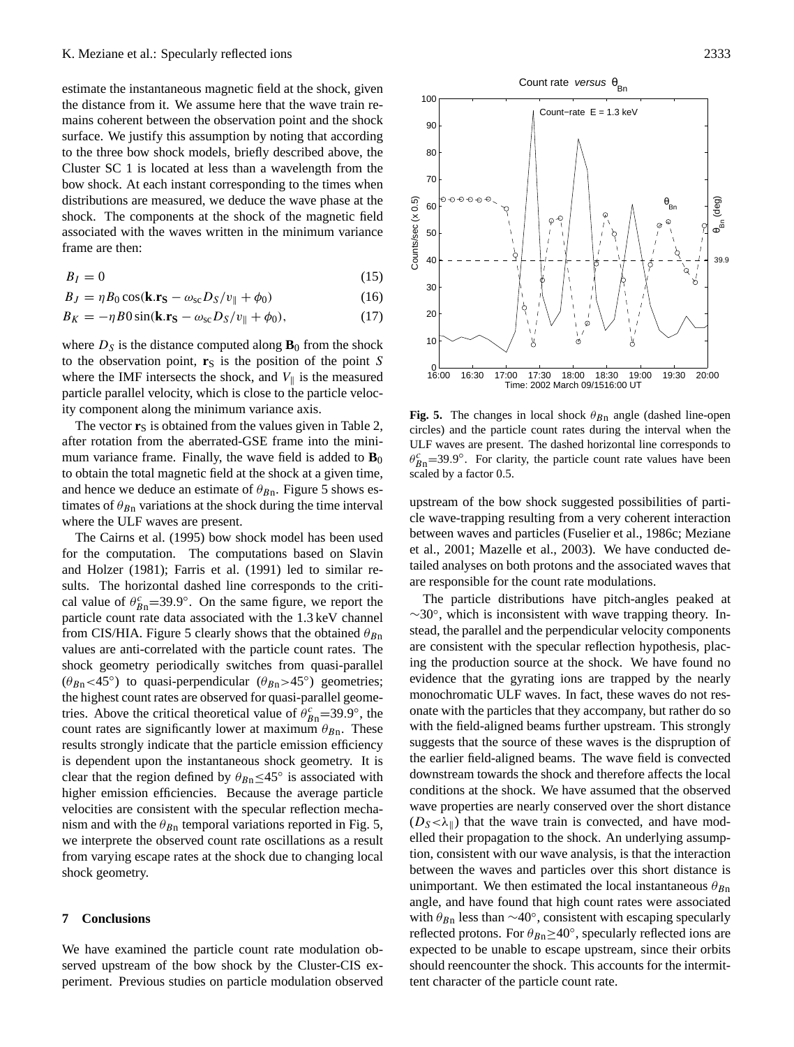estimate the instantaneous magnetic field at the shock, given the distance from it. We assume here that the wave train remains coherent between the observation point and the shock surface. We justify this assumption by noting that according to the three bow shock models, briefly described above, the Cluster SC 1 is located at less than a wavelength from the bow shock. At each instant corresponding to the times when distributions are measured, we deduce the wave phase at the shock. The components at the shock of the magnetic field associated with the waves written in the minimum variance frame are then:

$$B_I = 0 \tag{15}$$

$$B_J = \eta B_0 \cos(\mathbf{k}.\mathbf{r_S} - \omega_{sc} D_S/v_\parallel + \phi_0) \tag{16}$$

$$B_K = -\eta B0 \sin(\mathbf{k}.\mathbf{r_S} - \omega_{sc} D_S/v_\parallel + \phi_0), \tag{17}$$

where $D_S$ is the distance computed along $\mathbf{B}_0$ from the shock to the observation point, $\mathbf{r}_S$ is the position of the point $S$ where the IMF intersects the shock, and $V_\parallel$ is the measured particle parallel velocity, which is close to the particle velocity component along the minimum variance axis.

The vector $\mathbf{r}_S$ is obtained from the values given in Table 2, after rotation from the aberrated-GSE frame into the minimum variance frame. Finally, the wave field is added to $\mathbf{B}_0$ to obtain the total magnetic field at the shock at a given time, and hence we deduce an estimate of $\theta_{Bn}$. Figure 5 shows estimates of $\theta_{Bn}$ variations at the shock during the time interval where the ULF waves are present.

The Cairns et al. (1995) bow shock model has been used for the computation. The computations based on Slavin and Holzer (1981); Farris et al. (1991) led to similar results. The horizontal dashed line corresponds to the critical value of $\theta^c_{Bn}$=39.9°. On the same figure, we report the particle count rate data associated with the 1.3 keV channel from CIS/HIA. Figure 5 clearly shows that the obtained $\theta_{Bn}$ values are anti-correlated with the particle count rates. The shock geometry periodically switches from quasi-parallel ($\theta_{Bn}$<45°) to quasi-perpendicular ($\theta_{Bn}$>45°) geometries; the highest count rates are observed for quasi-parallel geometries. Above the critical theoretical value of $\theta^c_{Bn}$=39.9°, the count rates are significantly lower at maximum $\theta_{Bn}$. These results strongly indicate that the particle emission efficiency is dependent upon the instantaneous shock geometry. It is clear that the region defined by $\theta_{Bn}\leq$45° is associated with higher emission efficiencies. Because the average particle velocities are consistent with the specular reflection mechanism and with the $\theta_{Bn}$ temporal variations reported in Fig. 5, we interprete the observed count rate oscillations as a result from varying escape rates at the shock due to changing local shock geometry.

## 7 Conclusions

We have examined the particle count rate modulation observed upstream of the bow shock by the Cluster-CIS experiment. Previous studies on particle modulation observed upstream of the bow shock suggested possibilities of particle wave-trapping resulting from a very coherent interaction between waves and particles (Fuselier et al., 1986c; Meziane et al., 2001; Mazelle et al., 2003). We have conducted detailed analyses on both protons and the associated waves that are responsible for the count rate modulations.

The particle distributions have pitch-angles peaked at ∼30°, which is inconsistent with wave trapping theory. Instead, the parallel and the perpendicular velocity components are consistent with the specular reflection hypothesis, placing the production source at the shock. We have found no evidence that the gyrating ions are trapped by the nearly monochromatic ULF waves. In fact, these waves do not resonate with the particles that they accompany, but rather do so with the field-aligned beams further upstream. This strongly suggests that the source of these waves is the disprution of the earlier field-aligned beams. The wave field is convected downstream towards the shock and therefore affects the local conditions at the shock. We have assumed that the observed wave properties are nearly conserved over the short distance ($D_S<\lambda_\parallel$) that the wave train is convected, and have modelled their propagation to the shock. An underlying assumption, consistent with our wave analysis, is that the interaction between the waves and particles over this short distance is unimportant. We then estimated the local instantaneous $\theta_{Bn}$ angle, and have found that high count rates were associated with $\theta_{Bn}$ less than ∼40°, consistent with escaping specularly reflected protons. For $\theta_{Bn}\geq$40°, specularly reflected ions are expected to be unable to escape upstream, since their orbits should reencounter the shock. This accounts for the intermittent character of the particle count rate.

**Fig. 5.** The changes in local shock $\theta_{Bn}$ angle (dashed line-open circles) and the particle count rates during the interval when the ULF waves are present. The dashed horizontal line corresponds to $\theta^c_{Bn}$=39.9°. For clarity, the particle count rate values have been scaled by a factor 0.5.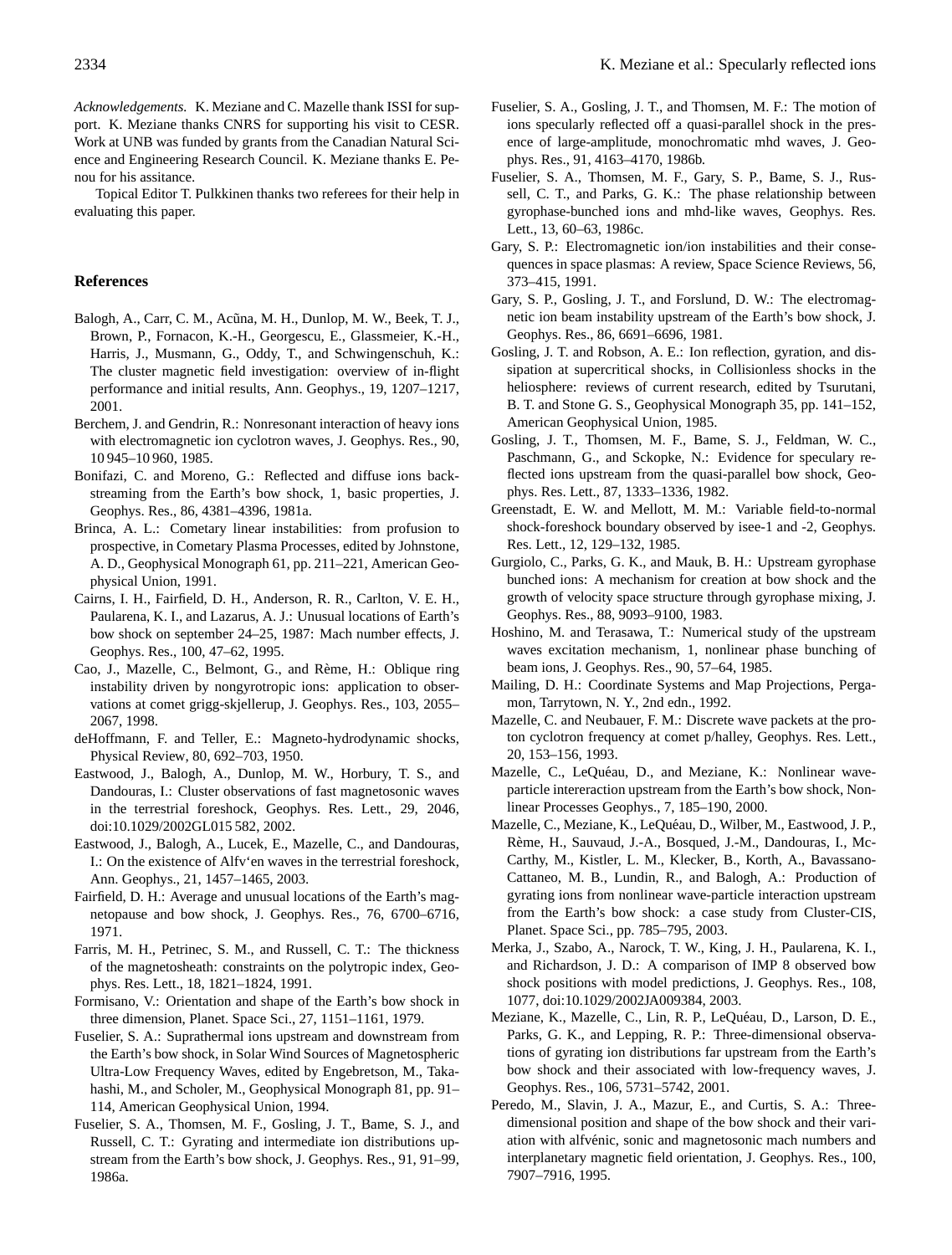*Acknowledgements.* K. Meziane and C. Mazelle thank ISSI for support. K. Meziane thanks CNRS for supporting his visit to CESR. Work at UNB was funded by grants from the Canadian Natural Science and Engineering Research Council. K. Meziane thanks E. Penou for his assitance.

Topical Editor T. Pulkkinen thanks two referees for their help in evaluating this paper.

## References

Balogh, A., Carr, C. M., Acũna, M. H., Dunlop, M. W., Beek, T. J., Brown, P., Fornacon, K.-H., Georgescu, E., Glassmeier, K.-H., Harris, J., Musmann, G., Oddy, T., and Schwingenschuh, K.: The cluster magnetic field investigation: overview of in-flight performance and initial results, Ann. Geophys., 19, 1207–1217, 2001.

Berchem, J. and Gendrin, R.: Nonresonant interaction of heavy ions with electromagnetic ion cyclotron waves, J. Geophys. Res., 90, 10 945–10 960, 1985.

Bonifazi, C. and Moreno, G.: Reflected and diffuse ions backstreaming from the Earth's bow shock, 1, basic properties, J. Geophys. Res., 86, 4381–4396, 1981a.

Brinca, A. L.: Cometary linear instabilities: from profusion to prospective, in Cometary Plasma Processes, edited by Johnstone, A. D., Geophysical Monograph 61, pp. 211–221, American Geophysical Union, 1991.

Cairns, I. H., Fairfield, D. H., Anderson, R. R., Carlton, V. E. H., Paularena, K. I., and Lazarus, A. J.: Unusual locations of Earth's bow shock on september 24–25, 1987: Mach number effects, J. Geophys. Res., 100, 47–62, 1995.

Cao, J., Mazelle, C., Belmont, G., and Rème, H.: Oblique ring instability driven by nongyrotropic ions: application to observations at comet grigg-skjellerup, J. Geophys. Res., 103, 2055–2067, 1998.

deHoffmann, F. and Teller, E.: Magneto-hydrodynamic shocks, Physical Review, 80, 692–703, 1950.

Eastwood, J., Balogh, A., Dunlop, M. W., Horbury, T. S., and Dandouras, I.: Cluster observations of fast magnetosonic waves in the terrestrial foreshock, Geophys. Res. Lett., 29, 2046, doi:10.1029/2002GL015 582, 2002.

Eastwood, J., Balogh, A., Lucek, E., Mazelle, C., and Dandouras, I.: On the existence of Alfv'en waves in the terrestrial foreshock, Ann. Geophys., 21, 1457–1465, 2003.

Fairfield, D. H.: Average and unusual locations of the Earth's magnetopause and bow shock, J. Geophys. Res., 76, 6700–6716, 1971.

Farris, M. H., Petrinec, S. M., and Russell, C. T.: The thickness of the magnetosheath: constraints on the polytropic index, Geophys. Res. Lett., 18, 1821–1824, 1991.

Formisano, V.: Orientation and shape of the Earth's bow shock in three dimension, Planet. Space Sci., 27, 1151–1161, 1979.

Fuselier, S. A.: Suprathermal ions upstream and downstream from the Earth's bow shock, in Solar Wind Sources of Magnetospheric Ultra-Low Frequency Waves, edited by Engebretson, M., Takahashi, M., and Scholer, M., Geophysical Monograph 81, pp. 91–114, American Geophysical Union, 1994.

Fuselier, S. A., Thomsen, M. F., Gosling, J. T., Bame, S. J., and Russell, C. T.: Gyrating and intermediate ion distributions upstream from the Earth's bow shock, J. Geophys. Res., 91, 91–99, 1986a.

Fuselier, S. A., Gosling, J. T., and Thomsen, M. F.: The motion of ions specularly reflected off a quasi-parallel shock in the presence of large-amplitude, monochromatic mhd waves, J. Geophys. Res., 91, 4163–4170, 1986b.

Fuselier, S. A., Thomsen, M. F., Gary, S. P., Bame, S. J., Russell, C. T., and Parks, G. K.: The phase relationship between gyrophase-bunched ions and mhd-like waves, Geophys. Res. Lett., 13, 60–63, 1986c.

Gary, S. P.: Electromagnetic ion/ion instabilities and their consequences in space plasmas: A review, Space Science Reviews, 56, 373–415, 1991.

Gary, S. P., Gosling, J. T., and Forslund, D. W.: The electromagnetic ion beam instability upstream of the Earth's bow shock, J. Geophys. Res., 86, 6691–6696, 1981.

Gosling, J. T. and Robson, A. E.: Ion reflection, gyration, and dissipation at supercritical shocks, in Collisionless shocks in the heliosphere: reviews of current research, edited by Tsurutani, B. T. and Stone G. S., Geophysical Monograph 35, pp. 141–152, American Geophysical Union, 1985.

Gosling, J. T., Thomsen, M. F., Bame, S. J., Feldman, W. C., Paschmann, G., and Sckopke, N.: Evidence for speculary reflected ions upstream from the quasi-parallel bow shock, Geophys. Res. Lett., 87, 1333–1336, 1982.

Greenstadt, E. W. and Mellott, M. M.: Variable field-to-normal shock-foreshock boundary observed by isee-1 and -2, Geophys. Res. Lett., 12, 129–132, 1985.

Gurgiolo, C., Parks, G. K., and Mauk, B. H.: Upstream gyrophase bunched ions: A mechanism for creation at bow shock and the growth of velocity space structure through gyrophase mixing, J. Geophys. Res., 88, 9093–9100, 1983.

Hoshino, M. and Terasawa, T.: Numerical study of the upstream waves excitation mechanism, 1, nonlinear phase bunching of beam ions, J. Geophys. Res., 90, 57–64, 1985.

Mailing, D. H.: Coordinate Systems and Map Projections, Pergamon, Tarrytown, N. Y., 2nd edn., 1992.

Mazelle, C. and Neubauer, F. M.: Discrete wave packets at the proton cyclotron frequency at comet p/halley, Geophys. Res. Lett., 20, 153–156, 1993.

Mazelle, C., LeQuéau, D., and Meziane, K.: Nonlinear waveparticle intereraction upstream from the Earth's bow shock, Nonlinear Processes Geophys., 7, 185–190, 2000.

Mazelle, C., Meziane, K., LeQuéau, D., Wilber, M., Eastwood, J. P., Rème, H., Sauvaud, J.-A., Bosqued, J.-M., Dandouras, I., McCarthy, M., Kistler, L. M., Klecker, B., Korth, A., Bavassano-Cattaneo, M. B., Lundin, R., and Balogh, A.: Production of gyrating ions from nonlinear wave-particle interaction upstream from the Earth's bow shock: a case study from Cluster-CIS, Planet. Space Sci., pp. 785–795, 2003.

Merka, J., Szabo, A., Narock, T. W., King, J. H., Paularena, K. I., and Richardson, J. D.: A comparison of IMP 8 observed bow shock positions with model predictions, J. Geophys. Res., 108, 1077, doi:10.1029/2002JA009384, 2003.

Meziane, K., Mazelle, C., Lin, R. P., LeQuéau, D., Larson, D. E., Parks, G. K., and Lepping, R. P.: Three-dimensional observations of gyrating ion distributions far upstream from the Earth's bow shock and their associated with low-frequency waves, J. Geophys. Res., 106, 5731–5742, 2001.

Peredo, M., Slavin, J. A., Mazur, E., and Curtis, S. A.: Three-dimensional position and shape of the bow shock and their variation with alfvénic, sonic and magnetosonic mach numbers and interplanetary magnetic field orientation, J. Geophys. Res., 100, 7907–7916, 1995.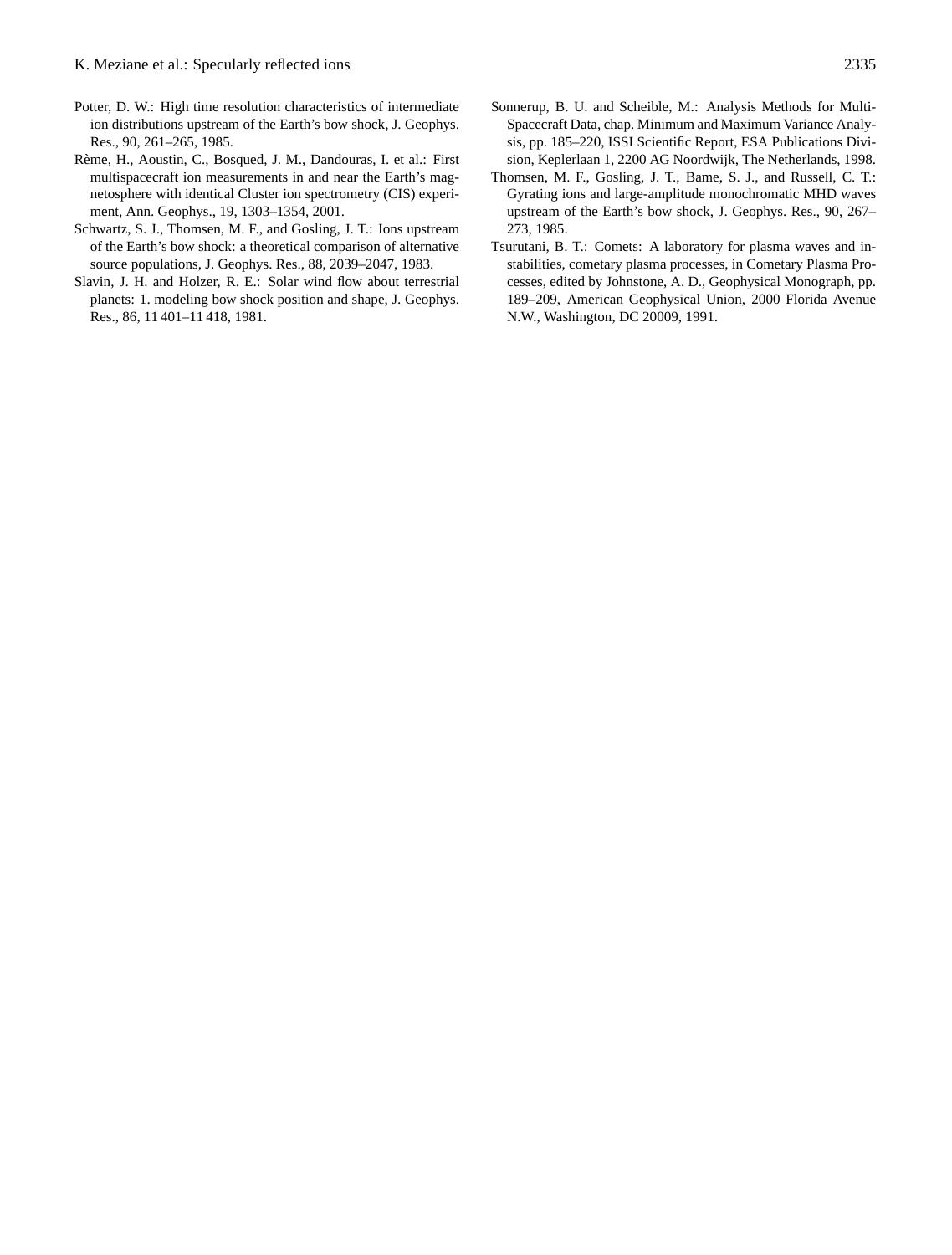Potter, D. W.: High time resolution characteristics of intermediate ion distributions upstream of the Earth's bow shock, J. Geophys. Res., 90, 261–265, 1985.

Rème, H., Aoustin, C., Bosqued, J. M., Dandouras, I. et al.: First multispacecraft ion measurements in and near the Earth's magnetosphere with identical Cluster ion spectrometry (CIS) experiment, Ann. Geophys., 19, 1303–1354, 2001.

Schwartz, S. J., Thomsen, M. F., and Gosling, J. T.: Ions upstream of the Earth's bow shock: a theoretical comparison of alternative source populations, J. Geophys. Res., 88, 2039–2047, 1983.

Slavin, J. H. and Holzer, R. E.: Solar wind flow about terrestrial planets: 1. modeling bow shock position and shape, J. Geophys. Res., 86, 11 401–11 418, 1981.

Sonnerup, B. U. and Scheible, M.: Analysis Methods for Multi-Spacecraft Data, chap. Minimum and Maximum Variance Analysis, pp. 185–220, ISSI Scientific Report, ESA Publications Division, Keplerlaan 1, 2200 AG Noordwijk, The Netherlands, 1998.

Thomsen, M. F., Gosling, J. T., Bame, S. J., and Russell, C. T.: Gyrating ions and large-amplitude monochromatic MHD waves upstream of the Earth's bow shock, J. Geophys. Res., 90, 267–273, 1985.

Tsurutani, B. T.: Comets: A laboratory for plasma waves and instabilities, cometary plasma processes, in Cometary Plasma Processes, edited by Johnstone, A. D., Geophysical Monograph, pp. 189–209, American Geophysical Union, 2000 Florida Avenue N.W., Washington, DC 20009, 1991.